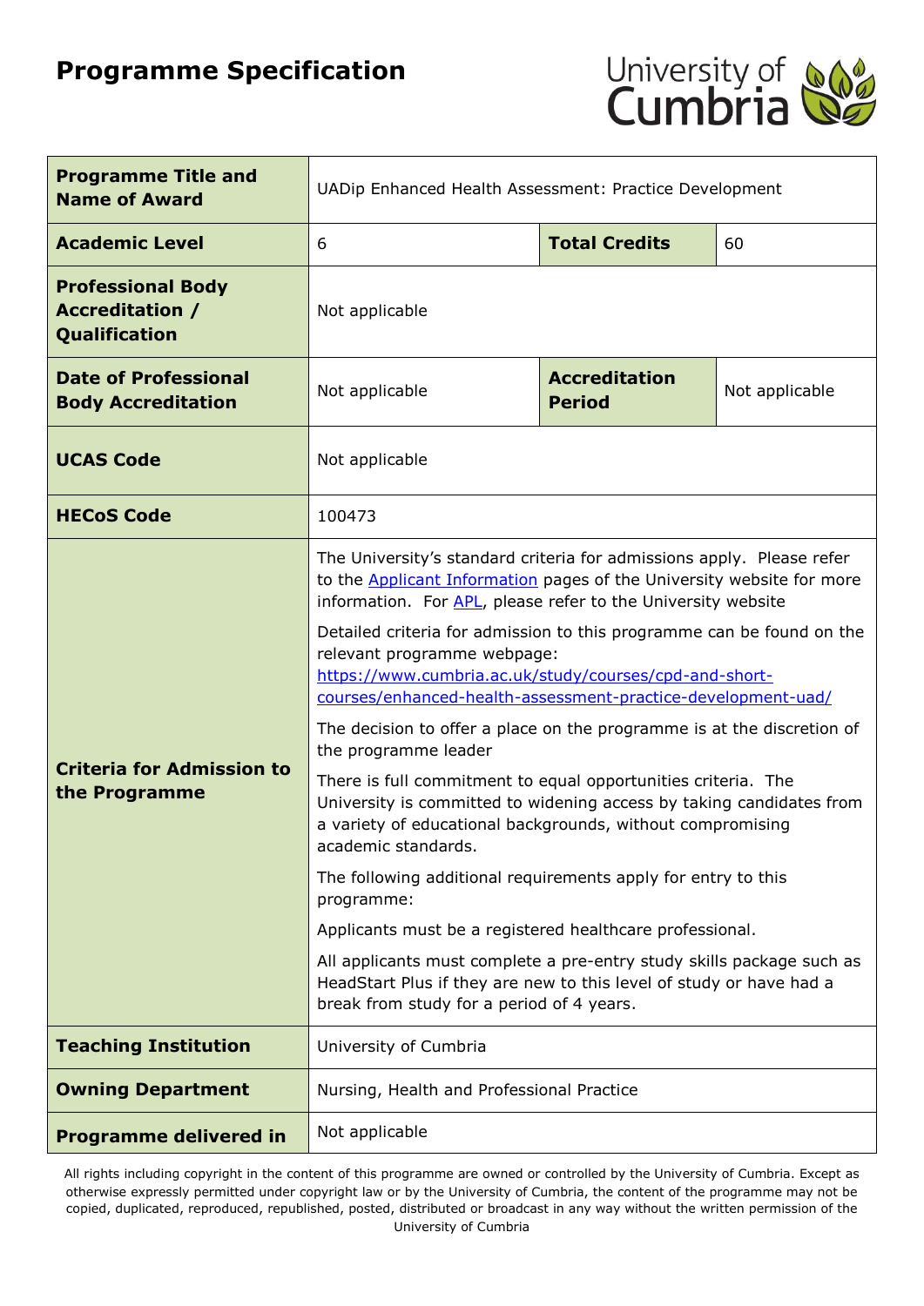# Programme Specification

| **Programme Title and Name of Award** | UADip Enhanced Health Assessment: Practice Development | | |
|---|---|---|---|
| **Academic Level** | 6 | **Total Credits** | 60 |
| **Professional Body Accreditation / Qualification** | Not applicable | | |
| **Date of Professional Body Accreditation** | Not applicable | **Accreditation Period** | Not applicable |
| **UCAS Code** | Not applicable | | |
| **HECoS Code** | 100473 | | |
| **Criteria for Admission to the Programme** | The University's standard criteria for admissions apply. Please refer to the [Applicant Information](#) pages of the University website for more information. For [APL](#), please refer to the University website<br><br>Detailed criteria for admission to this programme can be found on the relevant programme webpage: [https://www.cumbria.ac.uk/study/courses/cpd-and-short-courses/enhanced-health-assessment-practice-development-uad/](https://www.cumbria.ac.uk/study/courses/cpd-and-short-courses/enhanced-health-assessment-practice-development-uad/)<br><br>The decision to offer a place on the programme is at the discretion of the programme leader<br><br>There is full commitment to equal opportunities criteria. The University is committed to widening access by taking candidates from a variety of educational backgrounds, without compromising academic standards.<br><br>The following additional requirements apply for entry to this programme:<br><br>Applicants must be a registered healthcare professional.<br><br>All applicants must complete a pre-entry study skills package such as HeadStart Plus if they are new to this level of study or have had a break from study for a period of 4 years. | | |
| **Teaching Institution** | University of Cumbria | | |
| **Owning Department** | Nursing, Health and Professional Practice | | |
| **Programme delivered in** | Not applicable | | |

All rights including copyright in the content of this programme are owned or controlled by the University of Cumbria. Except as otherwise expressly permitted under copyright law or by the University of Cumbria, the content of the programme may not be copied, duplicated, reproduced, republished, posted, distributed or broadcast in any way without the written permission of the University of Cumbria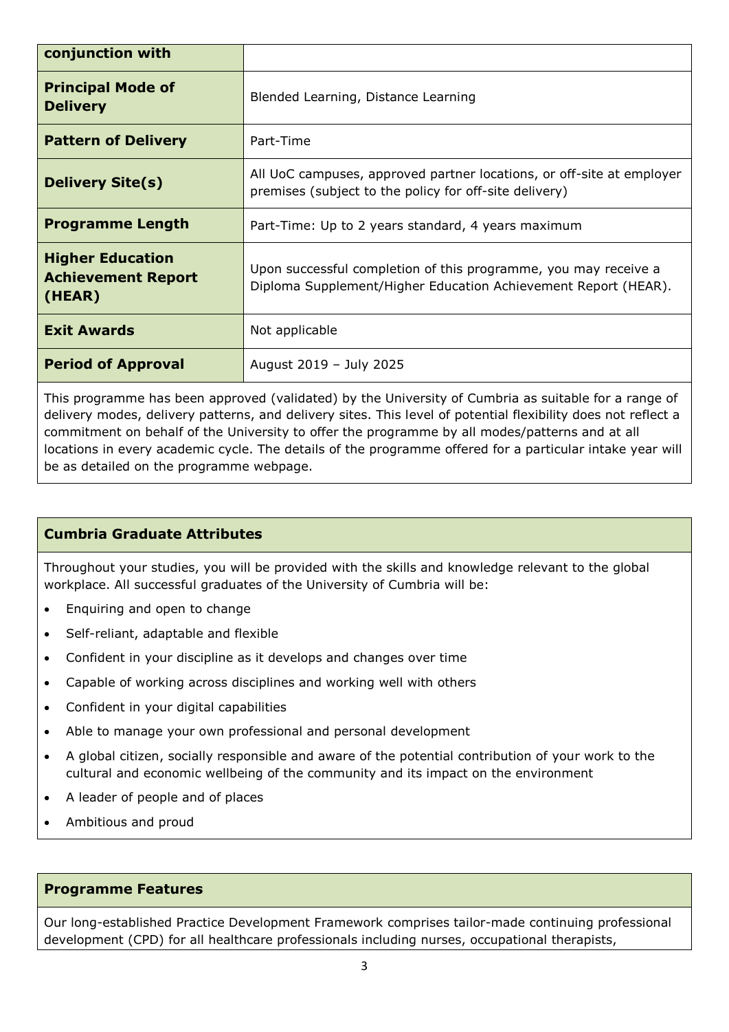| conjunction with | |
|---|---|
| **Principal Mode of Delivery** | Blended Learning, Distance Learning |
| **Pattern of Delivery** | Part-Time |
| **Delivery Site(s)** | All UoC campuses, approved partner locations, or off-site at employer premises (subject to the policy for off-site delivery) |
| **Programme Length** | Part-Time: Up to 2 years standard, 4 years maximum |
| **Higher Education Achievement Report (HEAR)** | Upon successful completion of this programme, you may receive a Diploma Supplement/Higher Education Achievement Report (HEAR). |
| **Exit Awards** | Not applicable |
| **Period of Approval** | August 2019 – July 2025 |

This programme has been approved (validated) by the University of Cumbria as suitable for a range of delivery modes, delivery patterns, and delivery sites. This level of potential flexibility does not reflect a commitment on behalf of the University to offer the programme by all modes/patterns and at all locations in every academic cycle. The details of the programme offered for a particular intake year will be as detailed on the programme webpage.

## Cumbria Graduate Attributes

Throughout your studies, you will be provided with the skills and knowledge relevant to the global workplace. All successful graduates of the University of Cumbria will be:

- Enquiring and open to change
- Self-reliant, adaptable and flexible
- Confident in your discipline as it develops and changes over time
- Capable of working across disciplines and working well with others
- Confident in your digital capabilities
- Able to manage your own professional and personal development
- A global citizen, socially responsible and aware of the potential contribution of your work to the cultural and economic wellbeing of the community and its impact on the environment
- A leader of people and of places
- Ambitious and proud

## Programme Features

Our long-established Practice Development Framework comprises tailor-made continuing professional development (CPD) for all healthcare professionals including nurses, occupational therapists,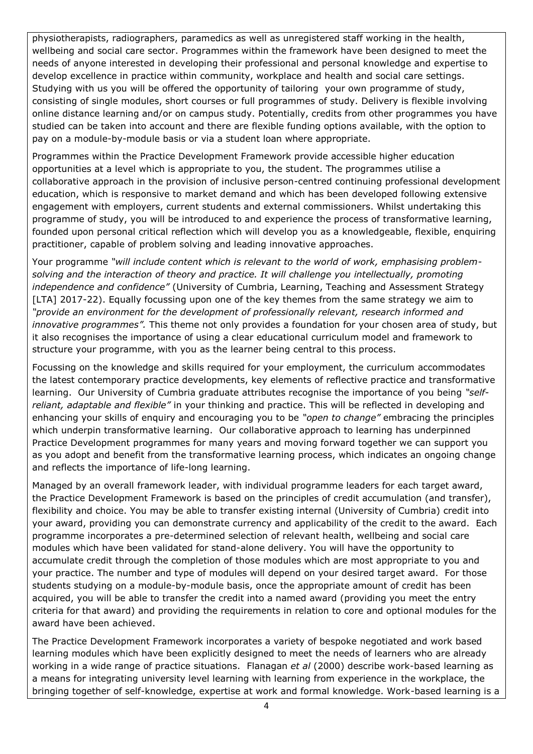physiotherapists, radiographers, paramedics as well as unregistered staff working in the health, wellbeing and social care sector. Programmes within the framework have been designed to meet the needs of anyone interested in developing their professional and personal knowledge and expertise to develop excellence in practice within community, workplace and health and social care settings. Studying with us you will be offered the opportunity of tailoring your own programme of study, consisting of single modules, short courses or full programmes of study. Delivery is flexible involving online distance learning and/or on campus study. Potentially, credits from other programmes you have studied can be taken into account and there are flexible funding options available, with the option to pay on a module-by-module basis or via a student loan where appropriate.

Programmes within the Practice Development Framework provide accessible higher education opportunities at a level which is appropriate to you, the student. The programmes utilise a collaborative approach in the provision of inclusive person-centred continuing professional development education, which is responsive to market demand and which has been developed following extensive engagement with employers, current students and external commissioners. Whilst undertaking this programme of study, you will be introduced to and experience the process of transformative learning, founded upon personal critical reflection which will develop you as a knowledgeable, flexible, enquiring practitioner, capable of problem solving and leading innovative approaches.

Your programme *"will include content which is relevant to the world of work, emphasising problem-solving and the interaction of theory and practice. It will challenge you intellectually, promoting independence and confidence"* (University of Cumbria, Learning, Teaching and Assessment Strategy [LTA] 2017-22). Equally focussing upon one of the key themes from the same strategy we aim to *"provide an environment for the development of professionally relevant, research informed and innovative programmes".* This theme not only provides a foundation for your chosen area of study, but it also recognises the importance of using a clear educational curriculum model and framework to structure your programme, with you as the learner being central to this process.

Focussing on the knowledge and skills required for your employment, the curriculum accommodates the latest contemporary practice developments, key elements of reflective practice and transformative learning. Our University of Cumbria graduate attributes recognise the importance of you being *"self-reliant, adaptable and flexible"* in your thinking and practice. This will be reflected in developing and enhancing your skills of enquiry and encouraging you to be *"open to change"* embracing the principles which underpin transformative learning. Our collaborative approach to learning has underpinned Practice Development programmes for many years and moving forward together we can support you as you adopt and benefit from the transformative learning process, which indicates an ongoing change and reflects the importance of life-long learning.

Managed by an overall framework leader, with individual programme leaders for each target award, the Practice Development Framework is based on the principles of credit accumulation (and transfer), flexibility and choice. You may be able to transfer existing internal (University of Cumbria) credit into your award, providing you can demonstrate currency and applicability of the credit to the award. Each programme incorporates a pre-determined selection of relevant health, wellbeing and social care modules which have been validated for stand-alone delivery. You will have the opportunity to accumulate credit through the completion of those modules which are most appropriate to you and your practice. The number and type of modules will depend on your desired target award. For those students studying on a module-by-module basis, once the appropriate amount of credit has been acquired, you will be able to transfer the credit into a named award (providing you meet the entry criteria for that award) and providing the requirements in relation to core and optional modules for the award have been achieved.

The Practice Development Framework incorporates a variety of bespoke negotiated and work based learning modules which have been explicitly designed to meet the needs of learners who are already working in a wide range of practice situations. Flanagan *et al* (2000) describe work-based learning as a means for integrating university level learning with learning from experience in the workplace, the bringing together of self-knowledge, expertise at work and formal knowledge. Work-based learning is a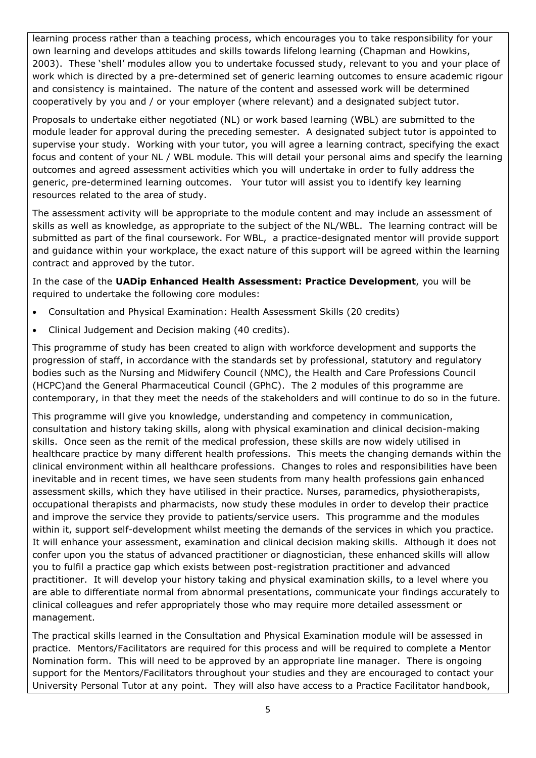learning process rather than a teaching process, which encourages you to take responsibility for your own learning and develops attitudes and skills towards lifelong learning (Chapman and Howkins, 2003). These 'shell' modules allow you to undertake focussed study, relevant to you and your place of work which is directed by a pre-determined set of generic learning outcomes to ensure academic rigour and consistency is maintained. The nature of the content and assessed work will be determined cooperatively by you and / or your employer (where relevant) and a designated subject tutor.

Proposals to undertake either negotiated (NL) or work based learning (WBL) are submitted to the module leader for approval during the preceding semester. A designated subject tutor is appointed to supervise your study. Working with your tutor, you will agree a learning contract, specifying the exact focus and content of your NL / WBL module. This will detail your personal aims and specify the learning outcomes and agreed assessment activities which you will undertake in order to fully address the generic, pre-determined learning outcomes. Your tutor will assist you to identify key learning resources related to the area of study.

The assessment activity will be appropriate to the module content and may include an assessment of skills as well as knowledge, as appropriate to the subject of the NL/WBL. The learning contract will be submitted as part of the final coursework. For WBL, a practice-designated mentor will provide support and guidance within your workplace, the exact nature of this support will be agreed within the learning contract and approved by the tutor.

In the case of the **UADip Enhanced Health Assessment: Practice Development**, you will be required to undertake the following core modules:

- Consultation and Physical Examination: Health Assessment Skills (20 credits)
- Clinical Judgement and Decision making (40 credits).

This programme of study has been created to align with workforce development and supports the progression of staff, in accordance with the standards set by professional, statutory and regulatory bodies such as the Nursing and Midwifery Council (NMC), the Health and Care Professions Council (HCPC)and the General Pharmaceutical Council (GPhC). The 2 modules of this programme are contemporary, in that they meet the needs of the stakeholders and will continue to do so in the future.

This programme will give you knowledge, understanding and competency in communication, consultation and history taking skills, along with physical examination and clinical decision-making skills. Once seen as the remit of the medical profession, these skills are now widely utilised in healthcare practice by many different health professions. This meets the changing demands within the clinical environment within all healthcare professions. Changes to roles and responsibilities have been inevitable and in recent times, we have seen students from many health professions gain enhanced assessment skills, which they have utilised in their practice. Nurses, paramedics, physiotherapists, occupational therapists and pharmacists, now study these modules in order to develop their practice and improve the service they provide to patients/service users. This programme and the modules within it, support self-development whilst meeting the demands of the services in which you practice. It will enhance your assessment, examination and clinical decision making skills. Although it does not confer upon you the status of advanced practitioner or diagnostician, these enhanced skills will allow you to fulfil a practice gap which exists between post-registration practitioner and advanced practitioner. It will develop your history taking and physical examination skills, to a level where you are able to differentiate normal from abnormal presentations, communicate your findings accurately to clinical colleagues and refer appropriately those who may require more detailed assessment or management.

The practical skills learned in the Consultation and Physical Examination module will be assessed in practice. Mentors/Facilitators are required for this process and will be required to complete a Mentor Nomination form. This will need to be approved by an appropriate line manager. There is ongoing support for the Mentors/Facilitators throughout your studies and they are encouraged to contact your University Personal Tutor at any point. They will also have access to a Practice Facilitator handbook,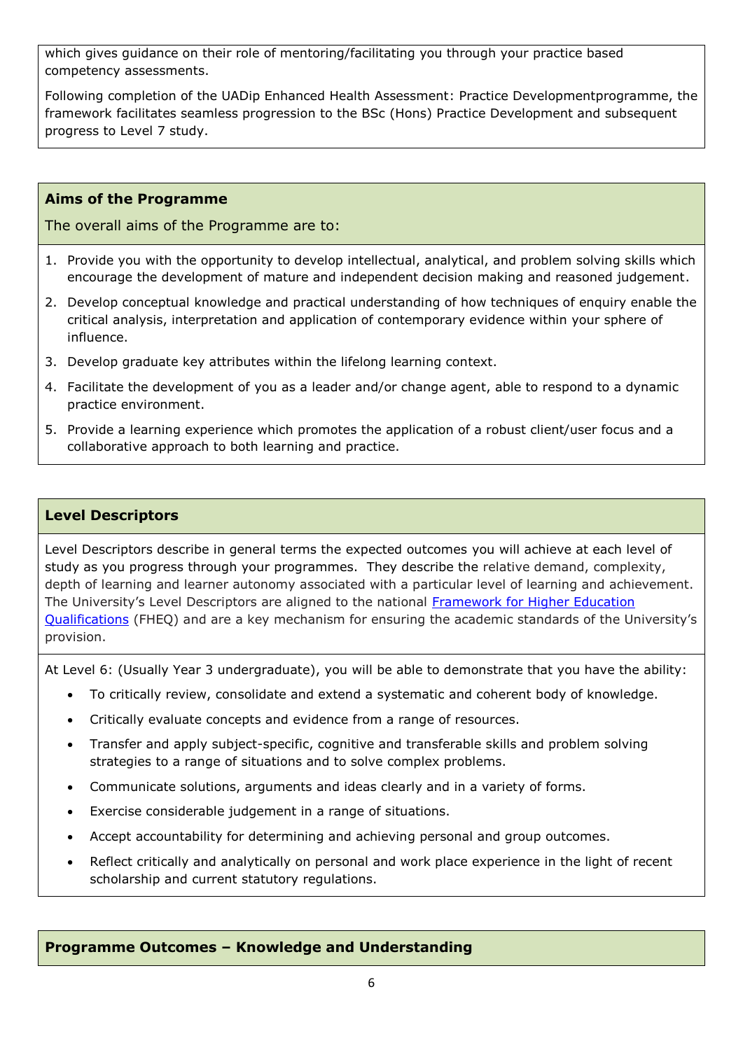which gives guidance on their role of mentoring/facilitating you through your practice based competency assessments.

Following completion of the UADip Enhanced Health Assessment: Practice Developmentprogramme, the framework facilitates seamless progression to the BSc (Hons) Practice Development and subsequent progress to Level 7 study.

## Aims of the Programme

The overall aims of the Programme are to:

1. Provide you with the opportunity to develop intellectual, analytical, and problem solving skills which encourage the development of mature and independent decision making and reasoned judgement.
2. Develop conceptual knowledge and practical understanding of how techniques of enquiry enable the critical analysis, interpretation and application of contemporary evidence within your sphere of influence.
3. Develop graduate key attributes within the lifelong learning context.
4. Facilitate the development of you as a leader and/or change agent, able to respond to a dynamic practice environment.
5. Provide a learning experience which promotes the application of a robust client/user focus and a collaborative approach to both learning and practice.

## Level Descriptors

Level Descriptors describe in general terms the expected outcomes you will achieve at each level of study as you progress through your programmes. They describe the relative demand, complexity, depth of learning and learner autonomy associated with a particular level of learning and achievement. The University's Level Descriptors are aligned to the national Framework for Higher Education Qualifications (FHEQ) and are a key mechanism for ensuring the academic standards of the University's provision.

At Level 6: (Usually Year 3 undergraduate), you will be able to demonstrate that you have the ability:

- To critically review, consolidate and extend a systematic and coherent body of knowledge.
- Critically evaluate concepts and evidence from a range of resources.
- Transfer and apply subject-specific, cognitive and transferable skills and problem solving strategies to a range of situations and to solve complex problems.
- Communicate solutions, arguments and ideas clearly and in a variety of forms.
- Exercise considerable judgement in a range of situations.
- Accept accountability for determining and achieving personal and group outcomes.
- Reflect critically and analytically on personal and work place experience in the light of recent scholarship and current statutory regulations.

## Programme Outcomes – Knowledge and Understanding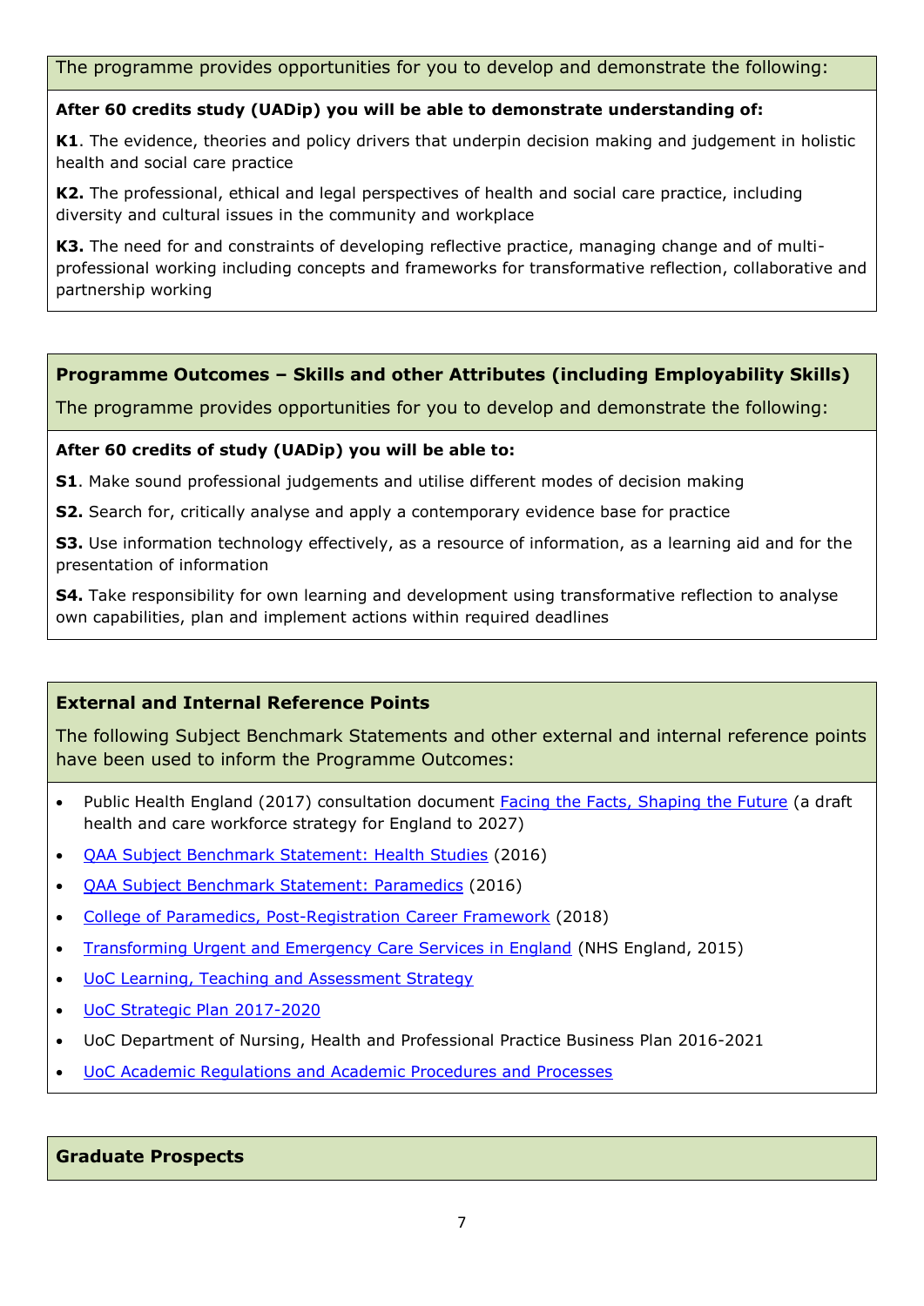The programme provides opportunities for you to develop and demonstrate the following:

**After 60 credits study (UADip) you will be able to demonstrate understanding of:**

**K1**. The evidence, theories and policy drivers that underpin decision making and judgement in holistic health and social care practice

**K2.** The professional, ethical and legal perspectives of health and social care practice, including diversity and cultural issues in the community and workplace

**K3.** The need for and constraints of developing reflective practice, managing change and of multi-professional working including concepts and frameworks for transformative reflection, collaborative and partnership working

## Programme Outcomes – Skills and other Attributes (including Employability Skills)

The programme provides opportunities for you to develop and demonstrate the following:

**After 60 credits of study (UADip) you will be able to:**

**S1**. Make sound professional judgements and utilise different modes of decision making

**S2.** Search for, critically analyse and apply a contemporary evidence base for practice

**S3.** Use information technology effectively, as a resource of information, as a learning aid and for the presentation of information

**S4.** Take responsibility for own learning and development using transformative reflection to analyse own capabilities, plan and implement actions within required deadlines

## External and Internal Reference Points

The following Subject Benchmark Statements and other external and internal reference points have been used to inform the Programme Outcomes:

- Public Health England (2017) consultation document Facing the Facts, Shaping the Future (a draft health and care workforce strategy for England to 2027)
- QAA Subject Benchmark Statement: Health Studies (2016)
- QAA Subject Benchmark Statement: Paramedics (2016)
- College of Paramedics, Post-Registration Career Framework (2018)
- Transforming Urgent and Emergency Care Services in England (NHS England, 2015)
- UoC Learning, Teaching and Assessment Strategy
- UoC Strategic Plan 2017-2020
- UoC Department of Nursing, Health and Professional Practice Business Plan 2016-2021
- UoC Academic Regulations and Academic Procedures and Processes

## Graduate Prospects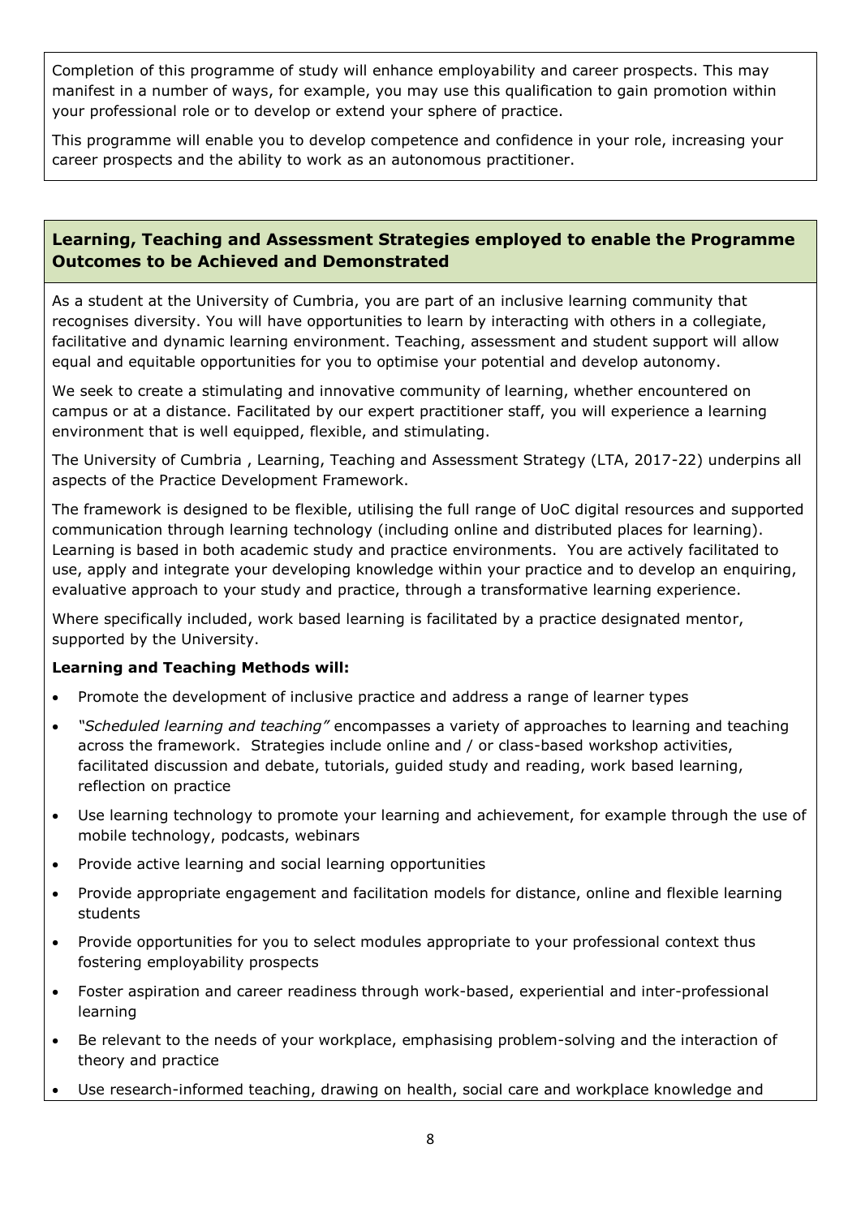Completion of this programme of study will enhance employability and career prospects. This may manifest in a number of ways, for example, you may use this qualification to gain promotion within your professional role or to develop or extend your sphere of practice.

This programme will enable you to develop competence and confidence in your role, increasing your career prospects and the ability to work as an autonomous practitioner.

## Learning, Teaching and Assessment Strategies employed to enable the Programme Outcomes to be Achieved and Demonstrated

As a student at the University of Cumbria, you are part of an inclusive learning community that recognises diversity. You will have opportunities to learn by interacting with others in a collegiate, facilitative and dynamic learning environment. Teaching, assessment and student support will allow equal and equitable opportunities for you to optimise your potential and develop autonomy.

We seek to create a stimulating and innovative community of learning, whether encountered on campus or at a distance. Facilitated by our expert practitioner staff, you will experience a learning environment that is well equipped, flexible, and stimulating.

The University of Cumbria , Learning, Teaching and Assessment Strategy (LTA, 2017-22) underpins all aspects of the Practice Development Framework.

The framework is designed to be flexible, utilising the full range of UoC digital resources and supported communication through learning technology (including online and distributed places for learning). Learning is based in both academic study and practice environments. You are actively facilitated to use, apply and integrate your developing knowledge within your practice and to develop an enquiring, evaluative approach to your study and practice, through a transformative learning experience.

Where specifically included, work based learning is facilitated by a practice designated mentor, supported by the University.

**Learning and Teaching Methods will:**

- Promote the development of inclusive practice and address a range of learner types
- *"Scheduled learning and teaching"* encompasses a variety of approaches to learning and teaching across the framework. Strategies include online and / or class-based workshop activities, facilitated discussion and debate, tutorials, guided study and reading, work based learning, reflection on practice
- Use learning technology to promote your learning and achievement, for example through the use of mobile technology, podcasts, webinars
- Provide active learning and social learning opportunities
- Provide appropriate engagement and facilitation models for distance, online and flexible learning students
- Provide opportunities for you to select modules appropriate to your professional context thus fostering employability prospects
- Foster aspiration and career readiness through work-based, experiential and inter-professional learning
- Be relevant to the needs of your workplace, emphasising problem-solving and the interaction of theory and practice
- Use research-informed teaching, drawing on health, social care and workplace knowledge and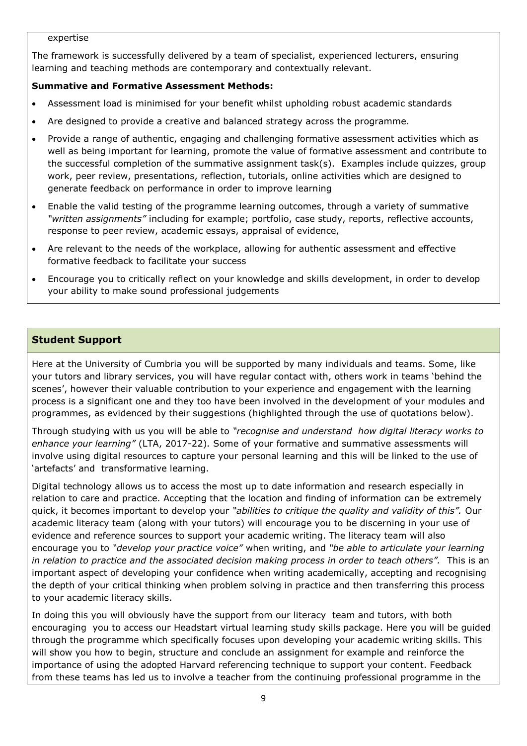expertise

The framework is successfully delivered by a team of specialist, experienced lecturers, ensuring learning and teaching methods are contemporary and contextually relevant.

**Summative and Formative Assessment Methods:**

- Assessment load is minimised for your benefit whilst upholding robust academic standards
- Are designed to provide a creative and balanced strategy across the programme.
- Provide a range of authentic, engaging and challenging formative assessment activities which as well as being important for learning, promote the value of formative assessment and contribute to the successful completion of the summative assignment task(s). Examples include quizzes, group work, peer review, presentations, reflection, tutorials, online activities which are designed to generate feedback on performance in order to improve learning
- Enable the valid testing of the programme learning outcomes, through a variety of summative *"written assignments"* including for example; portfolio, case study, reports, reflective accounts, response to peer review, academic essays, appraisal of evidence,
- Are relevant to the needs of the workplace, allowing for authentic assessment and effective formative feedback to facilitate your success
- Encourage you to critically reflect on your knowledge and skills development, in order to develop your ability to make sound professional judgements

## Student Support

Here at the University of Cumbria you will be supported by many individuals and teams. Some, like your tutors and library services, you will have regular contact with, others work in teams 'behind the scenes', however their valuable contribution to your experience and engagement with the learning process is a significant one and they too have been involved in the development of your modules and programmes, as evidenced by their suggestions (highlighted through the use of quotations below).

Through studying with us you will be able to *"recognise and understand how digital literacy works to enhance your learning"* (LTA, 2017-22). Some of your formative and summative assessments will involve using digital resources to capture your personal learning and this will be linked to the use of 'artefacts' and transformative learning.

Digital technology allows us to access the most up to date information and research especially in relation to care and practice. Accepting that the location and finding of information can be extremely quick, it becomes important to develop your *"abilities to critique the quality and validity of this".* Our academic literacy team (along with your tutors) will encourage you to be discerning in your use of evidence and reference sources to support your academic writing. The literacy team will also encourage you to *"develop your practice voice"* when writing, and *"be able to articulate your learning in relation to practice and the associated decision making process in order to teach others".* This is an important aspect of developing your confidence when writing academically, accepting and recognising the depth of your critical thinking when problem solving in practice and then transferring this process to your academic literacy skills.

In doing this you will obviously have the support from our literacy team and tutors, with both encouraging you to access our Headstart virtual learning study skills package. Here you will be guided through the programme which specifically focuses upon developing your academic writing skills. This will show you how to begin, structure and conclude an assignment for example and reinforce the importance of using the adopted Harvard referencing technique to support your content. Feedback from these teams has led us to involve a teacher from the continuing professional programme in the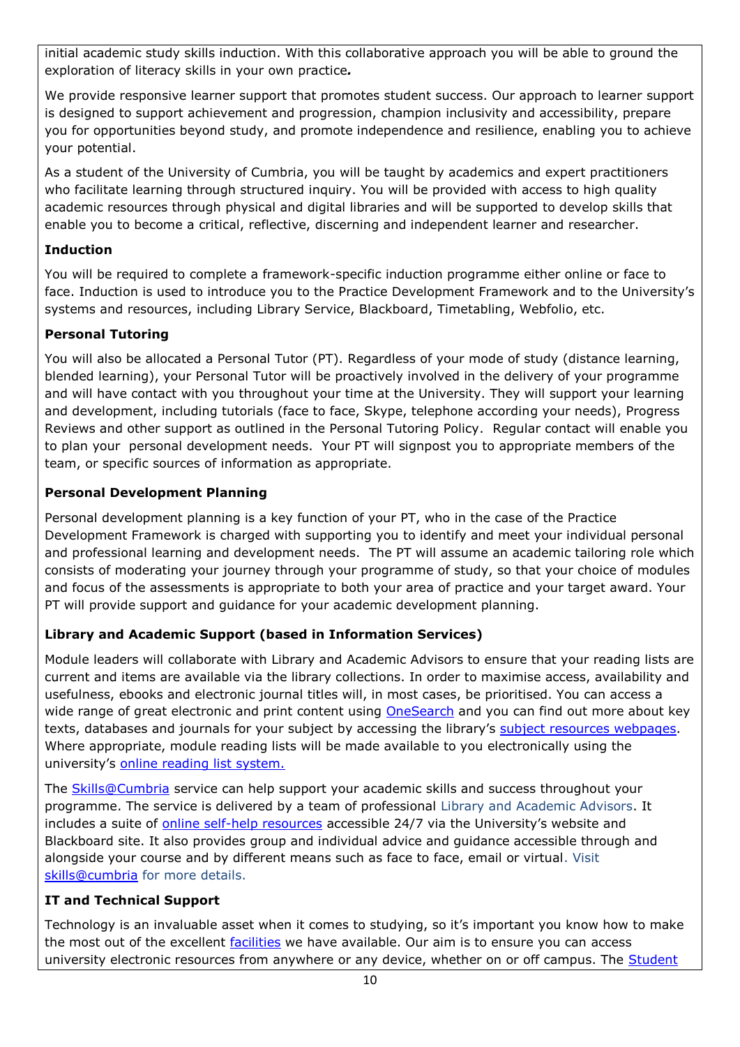initial academic study skills induction. With this collaborative approach you will be able to ground the exploration of literacy skills in your own practice*.*

We provide responsive learner support that promotes student success. Our approach to learner support is designed to support achievement and progression, champion inclusivity and accessibility, prepare you for opportunities beyond study, and promote independence and resilience, enabling you to achieve your potential.

As a student of the University of Cumbria, you will be taught by academics and expert practitioners who facilitate learning through structured inquiry. You will be provided with access to high quality academic resources through physical and digital libraries and will be supported to develop skills that enable you to become a critical, reflective, discerning and independent learner and researcher.

**Induction**

You will be required to complete a framework-specific induction programme either online or face to face. Induction is used to introduce you to the Practice Development Framework and to the University's systems and resources, including Library Service, Blackboard, Timetabling, Webfolio, etc.

**Personal Tutoring**

You will also be allocated a Personal Tutor (PT). Regardless of your mode of study (distance learning, blended learning), your Personal Tutor will be proactively involved in the delivery of your programme and will have contact with you throughout your time at the University. They will support your learning and development, including tutorials (face to face, Skype, telephone according your needs), Progress Reviews and other support as outlined in the Personal Tutoring Policy. Regular contact will enable you to plan your personal development needs. Your PT will signpost you to appropriate members of the team, or specific sources of information as appropriate.

**Personal Development Planning**

Personal development planning is a key function of your PT, who in the case of the Practice Development Framework is charged with supporting you to identify and meet your individual personal and professional learning and development needs. The PT will assume an academic tailoring role which consists of moderating your journey through your programme of study, so that your choice of modules and focus of the assessments is appropriate to both your area of practice and your target award. Your PT will provide support and guidance for your academic development planning.

**Library and Academic Support (based in Information Services)**

Module leaders will collaborate with Library and Academic Advisors to ensure that your reading lists are current and items are available via the library collections. In order to maximise access, availability and usefulness, ebooks and electronic journal titles will, in most cases, be prioritised. You can access a wide range of great electronic and print content using OneSearch and you can find out more about key texts, databases and journals for your subject by accessing the library's subject resources webpages. Where appropriate, module reading lists will be made available to you electronically using the university's online reading list system.

The Skills@Cumbria service can help support your academic skills and success throughout your programme. The service is delivered by a team of professional Library and Academic Advisors. It includes a suite of online self-help resources accessible 24/7 via the University's website and Blackboard site. It also provides group and individual advice and guidance accessible through and alongside your course and by different means such as face to face, email or virtual. Visit skills@cumbria for more details.

**IT and Technical Support**

Technology is an invaluable asset when it comes to studying, so it's important you know how to make the most out of the excellent facilities we have available. Our aim is to ensure you can access university electronic resources from anywhere or any device, whether on or off campus. The Student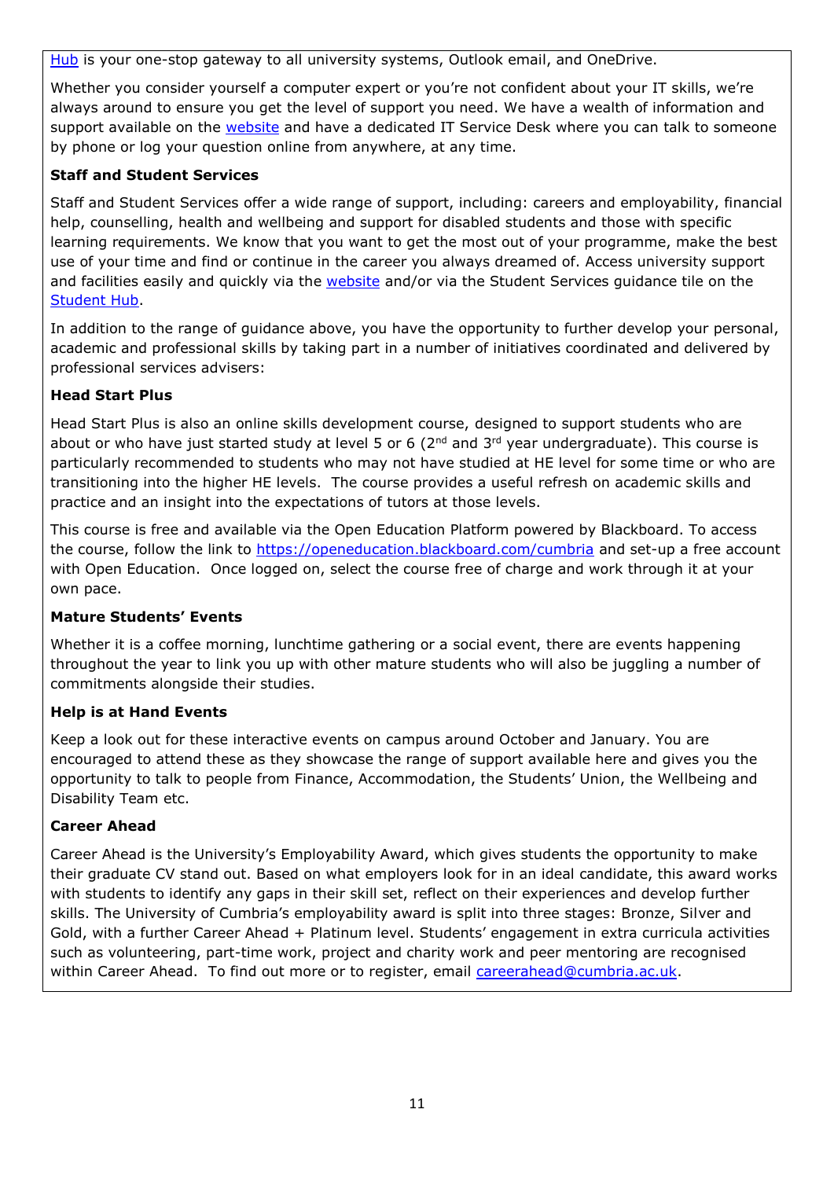Hub is your one-stop gateway to all university systems, Outlook email, and OneDrive.

Whether you consider yourself a computer expert or you're not confident about your IT skills, we're always around to ensure you get the level of support you need. We have a wealth of information and support available on the website and have a dedicated IT Service Desk where you can talk to someone by phone or log your question online from anywhere, at any time.

**Staff and Student Services**

Staff and Student Services offer a wide range of support, including: careers and employability, financial help, counselling, health and wellbeing and support for disabled students and those with specific learning requirements. We know that you want to get the most out of your programme, make the best use of your time and find or continue in the career you always dreamed of. Access university support and facilities easily and quickly via the website and/or via the Student Services guidance tile on the Student Hub.

In addition to the range of guidance above, you have the opportunity to further develop your personal, academic and professional skills by taking part in a number of initiatives coordinated and delivered by professional services advisers:

**Head Start Plus**

Head Start Plus is also an online skills development course, designed to support students who are about or who have just started study at level 5 or 6 (2nd and 3rd year undergraduate). This course is particularly recommended to students who may not have studied at HE level for some time or who are transitioning into the higher HE levels. The course provides a useful refresh on academic skills and practice and an insight into the expectations of tutors at those levels.

This course is free and available via the Open Education Platform powered by Blackboard. To access the course, follow the link to https://openeducation.blackboard.com/cumbria and set-up a free account with Open Education. Once logged on, select the course free of charge and work through it at your own pace.

**Mature Students' Events**

Whether it is a coffee morning, lunchtime gathering or a social event, there are events happening throughout the year to link you up with other mature students who will also be juggling a number of commitments alongside their studies.

**Help is at Hand Events**

Keep a look out for these interactive events on campus around October and January. You are encouraged to attend these as they showcase the range of support available here and gives you the opportunity to talk to people from Finance, Accommodation, the Students' Union, the Wellbeing and Disability Team etc.

**Career Ahead**

Career Ahead is the University's Employability Award, which gives students the opportunity to make their graduate CV stand out. Based on what employers look for in an ideal candidate, this award works with students to identify any gaps in their skill set, reflect on their experiences and develop further skills. The University of Cumbria's employability award is split into three stages: Bronze, Silver and Gold, with a further Career Ahead + Platinum level. Students' engagement in extra curricula activities such as volunteering, part-time work, project and charity work and peer mentoring are recognised within Career Ahead. To find out more or to register, email careerahead@cumbria.ac.uk.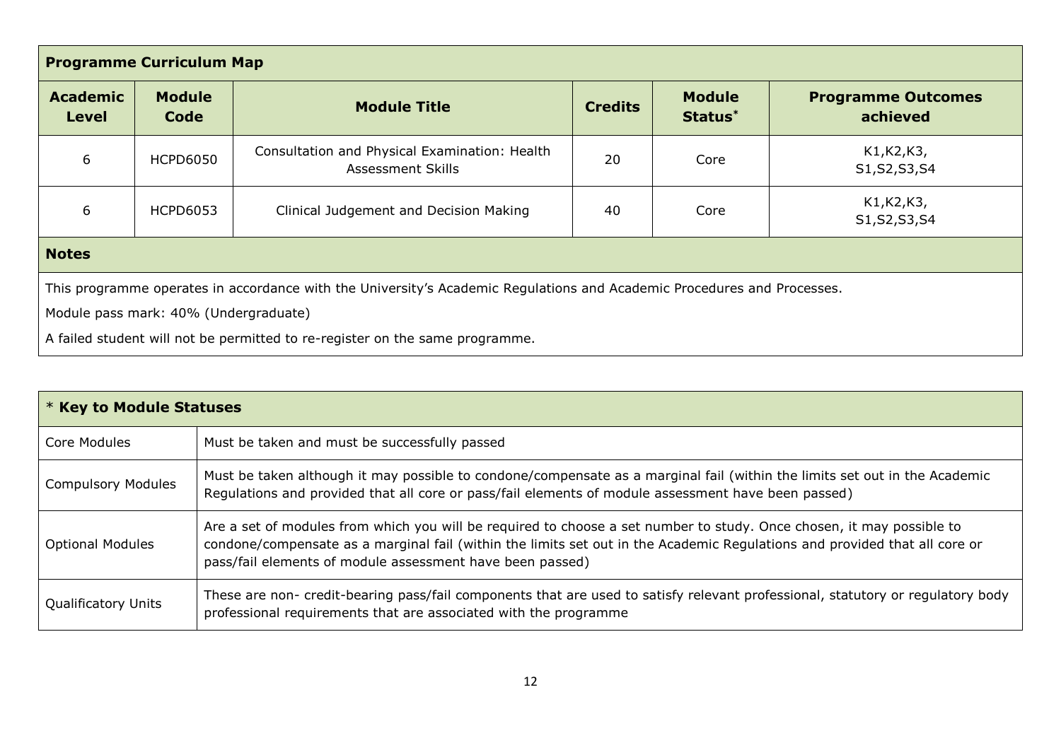## Programme Curriculum Map

| Academic Level | Module Code | Module Title | Credits | Module Status* | Programme Outcomes achieved |
|---|---|---|---|---|---|
| 6 | HCPD6050 | Consultation and Physical Examination: Health Assessment Skills | 20 | Core | K1,K2,K3, S1,S2,S3,S4 |
| 6 | HCPD6053 | Clinical Judgement and Decision Making | 40 | Core | K1,K2,K3, S1,S2,S3,S4 |

### Notes

This programme operates in accordance with the University's Academic Regulations and Academic Procedures and Processes.

Module pass mark: 40% (Undergraduate)

A failed student will not be permitted to re-register on the same programme.

| * **Key to Module Statuses** | |
|---|---|
| Core Modules | Must be taken and must be successfully passed |
| Compulsory Modules | Must be taken although it may possible to condone/compensate as a marginal fail (within the limits set out in the Academic Regulations and provided that all core or pass/fail elements of module assessment have been passed) |
| Optional Modules | Are a set of modules from which you will be required to choose a set number to study. Once chosen, it may possible to condone/compensate as a marginal fail (within the limits set out in the Academic Regulations and provided that all core or pass/fail elements of module assessment have been passed) |
| Qualificatory Units | These are non- credit-bearing pass/fail components that are used to satisfy relevant professional, statutory or regulatory body professional requirements that are associated with the programme |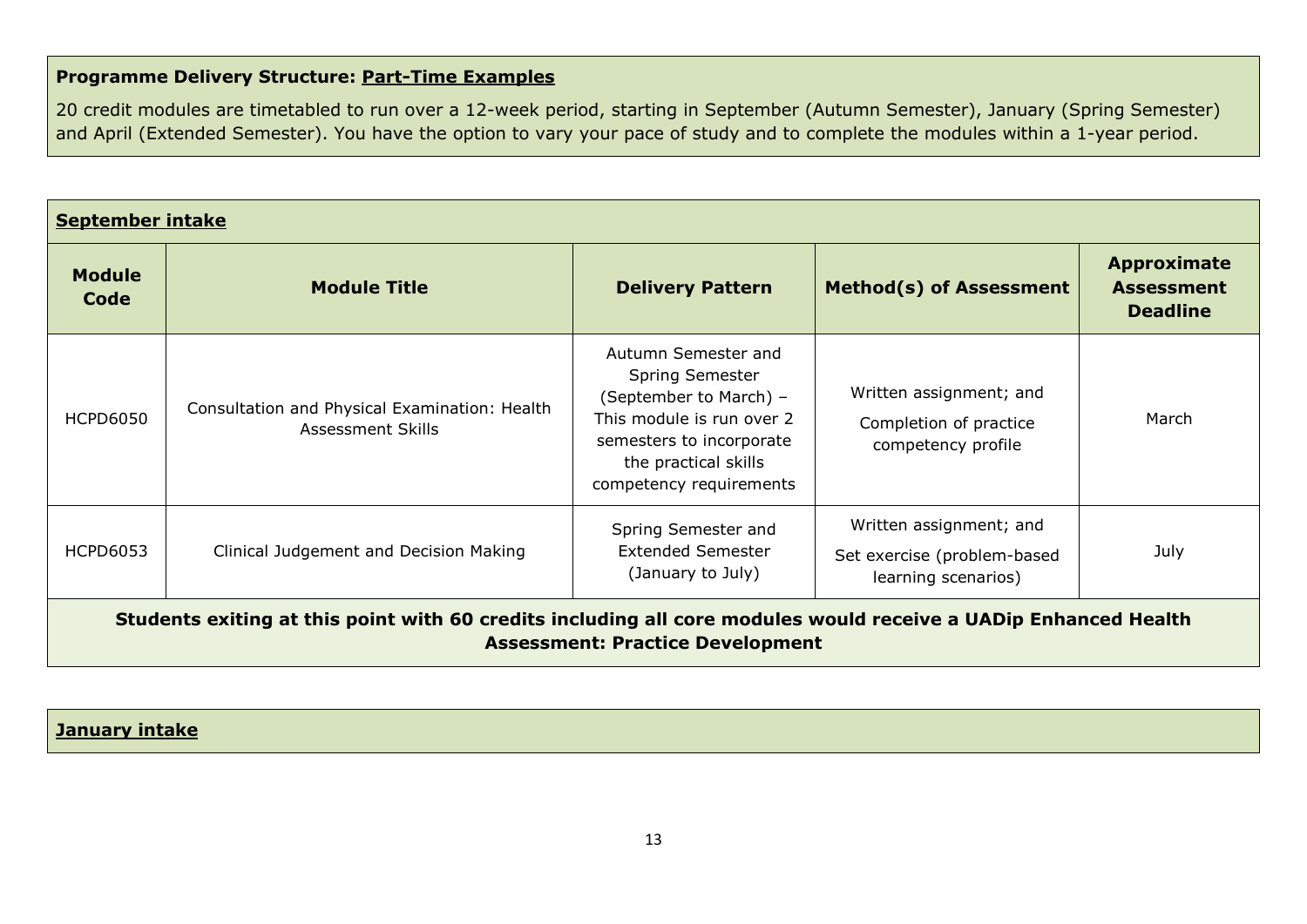**Programme Delivery Structure: <u>Part-Time Examples</u>**

20 credit modules are timetabled to run over a 12-week period, starting in September (Autumn Semester), January (Spring Semester) and April (Extended Semester). You have the option to vary your pace of study and to complete the modules within a 1-year period.

**<u>September intake</u>**

| Module Code | Module Title | Delivery Pattern | Method(s) of Assessment | Approximate Assessment Deadline |
|---|---|---|---|---|
| HCPD6050 | Consultation and Physical Examination: Health Assessment Skills | Autumn Semester and Spring Semester (September to March) – This module is run over 2 semesters to incorporate the practical skills competency requirements | Written assignment; and Completion of practice competency profile | March |
| HCPD6053 | Clinical Judgement and Decision Making | Spring Semester and Extended Semester (January to July) | Written assignment; and Set exercise (problem-based learning scenarios) | July |
| **Students exiting at this point with 60 credits including all core modules would receive a UADip Enhanced Health Assessment: Practice Development** | | | | |

**<u>January intake</u>**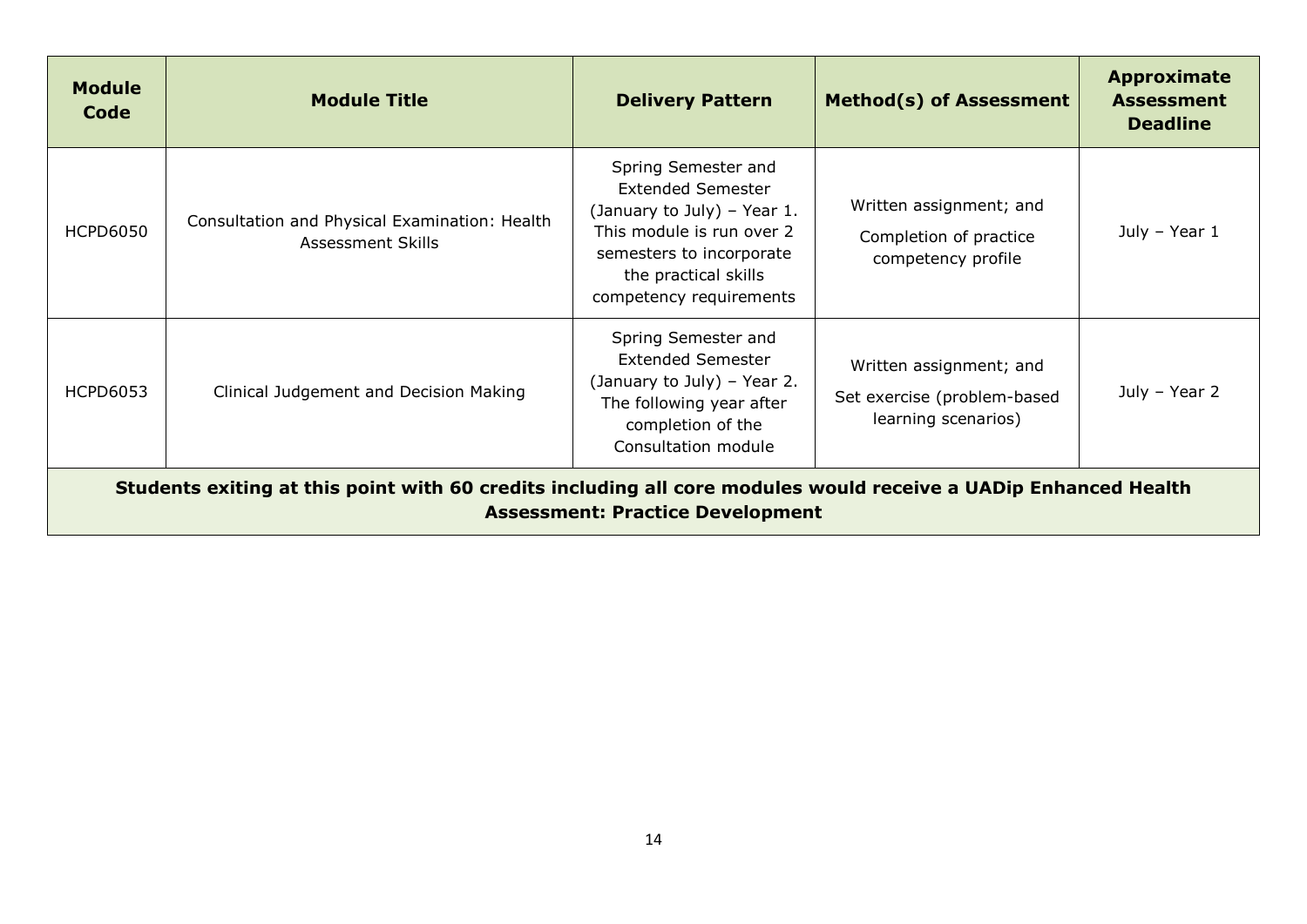| Module Code | Module Title | Delivery Pattern | Method(s) of Assessment | Approximate Assessment Deadline |
|---|---|---|---|---|
| HCPD6050 | Consultation and Physical Examination: Health Assessment Skills | Spring Semester and Extended Semester (January to July) – Year 1. This module is run over 2 semesters to incorporate the practical skills competency requirements | Written assignment; and Completion of practice competency profile | July – Year 1 |
| HCPD6053 | Clinical Judgement and Decision Making | Spring Semester and Extended Semester (January to July) – Year 2. The following year after completion of the Consultation module | Written assignment; and Set exercise (problem-based learning scenarios) | July – Year 2 |
| **Students exiting at this point with 60 credits including all core modules would receive a UADip Enhanced Health Assessment: Practice Development** | | | | |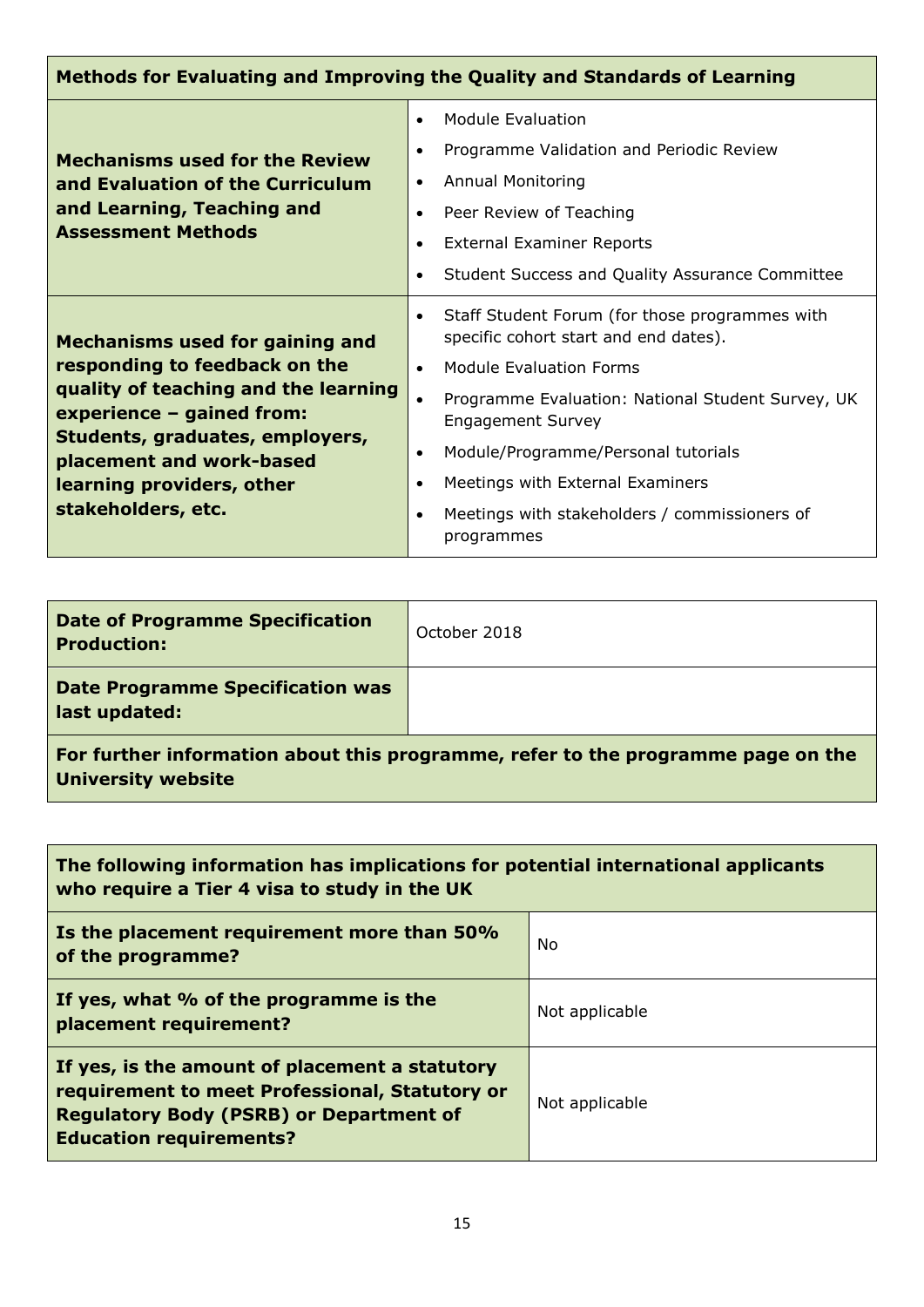| Methods for Evaluating and Improving the Quality and Standards of Learning | |
|---|---|
| **Mechanisms used for the Review and Evaluation of the Curriculum and Learning, Teaching and Assessment Methods** | • Module Evaluation<br>• Programme Validation and Periodic Review<br>• Annual Monitoring<br>• Peer Review of Teaching<br>• External Examiner Reports<br>• Student Success and Quality Assurance Committee |
| **Mechanisms used for gaining and responding to feedback on the quality of teaching and the learning experience – gained from: Students, graduates, employers, placement and work-based learning providers, other stakeholders, etc.** | • Staff Student Forum (for those programmes with specific cohort start and end dates).<br>• Module Evaluation Forms<br>• Programme Evaluation: National Student Survey, UK Engagement Survey<br>• Module/Programme/Personal tutorials<br>• Meetings with External Examiners<br>• Meetings with stakeholders / commissioners of programmes |

| | |
|---|---|
| **Date of Programme Specification Production:** | October 2018 |
| **Date Programme Specification was last updated:** | |

**For further information about this programme, refer to the programme page on the University website**

| The following information has implications for potential international applicants who require a Tier 4 visa to study in the UK | |
|---|---|
| **Is the placement requirement more than 50% of the programme?** | No |
| **If yes, what % of the programme is the placement requirement?** | Not applicable |
| **If yes, is the amount of placement a statutory requirement to meet Professional, Statutory or Regulatory Body (PSRB) or Department of Education requirements?** | Not applicable |